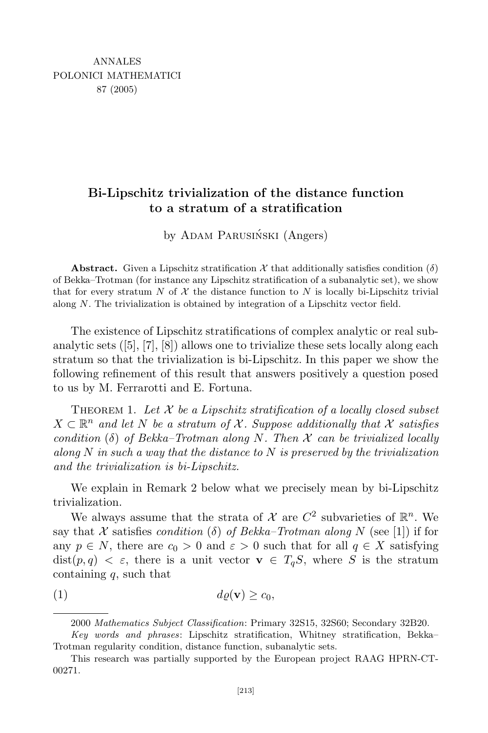# Bi-Lipschitz trivialization of the distance function to a stratum of a stratification

by ADAM PARUSIŃSKI (Angers)

**Abstract.** Given a Lipschitz stratification $\mathcal{X}$ that additionally satisfies condition $(\delta)$ of Bekka–Trotman (for instance any Lipschitz stratification of a subanalytic set), we show that for every stratum $N$ of $\mathcal{X}$ the distance function to $N$ is locally bi-Lipschitz trivial along $N$. The trivialization is obtained by integration of a Lipschitz vector field.

The existence of Lipschitz stratifications of complex analytic or real subanalytic sets ([5], [7], [8]) allows one to trivialize these sets locally along each stratum so that the trivialization is bi-Lipschitz. In this paper we show the following refinement of this result that answers positively a question posed to us by M. Ferrarotti and E. Fortuna.

THEOREM 1. *Let $\mathcal{X}$ be a Lipschitz stratification of a locally closed subset $X \subset \mathbb{R}^n$ and let $N$ be a stratum of $\mathcal{X}$. Suppose additionally that $\mathcal{X}$ satisfies condition $(\delta)$ of Bekka–Trotman along $N$. Then $\mathcal{X}$ can be trivialized locally along $N$ in such a way that the distance to $N$ is preserved by the trivialization and the trivialization is bi-Lipschitz.*

We explain in Remark 2 below what we precisely mean by bi-Lipschitz trivialization.

We always assume that the strata of $\mathcal{X}$ are $C^2$ subvarieties of $\mathbb{R}^n$. We say that $\mathcal{X}$ satisfies *condition $(\delta)$ of Bekka–Trotman along $N$* (see [1]) if for any $p \in N$, there are $c_0 > 0$ and $\varepsilon > 0$ such that for all $q \in X$ satisfying $\operatorname{dist}(p, q) < \varepsilon$, there is a unit vector $\mathbf{v} \in T_qS$, where $S$ is the stratum containing $q$, such that

$$d\varrho(\mathbf{v}) \geq c_0, \tag{1}$$

2000 *Mathematics Subject Classification*: Primary 32S15, 32S60; Secondary 32B20.

*Key words and phrases*: Lipschitz stratification, Whitney stratification, Bekka–Trotman regularity condition, distance function, subanalytic sets.

This research was partially supported by the European project RAAG HPRN-CT-00271.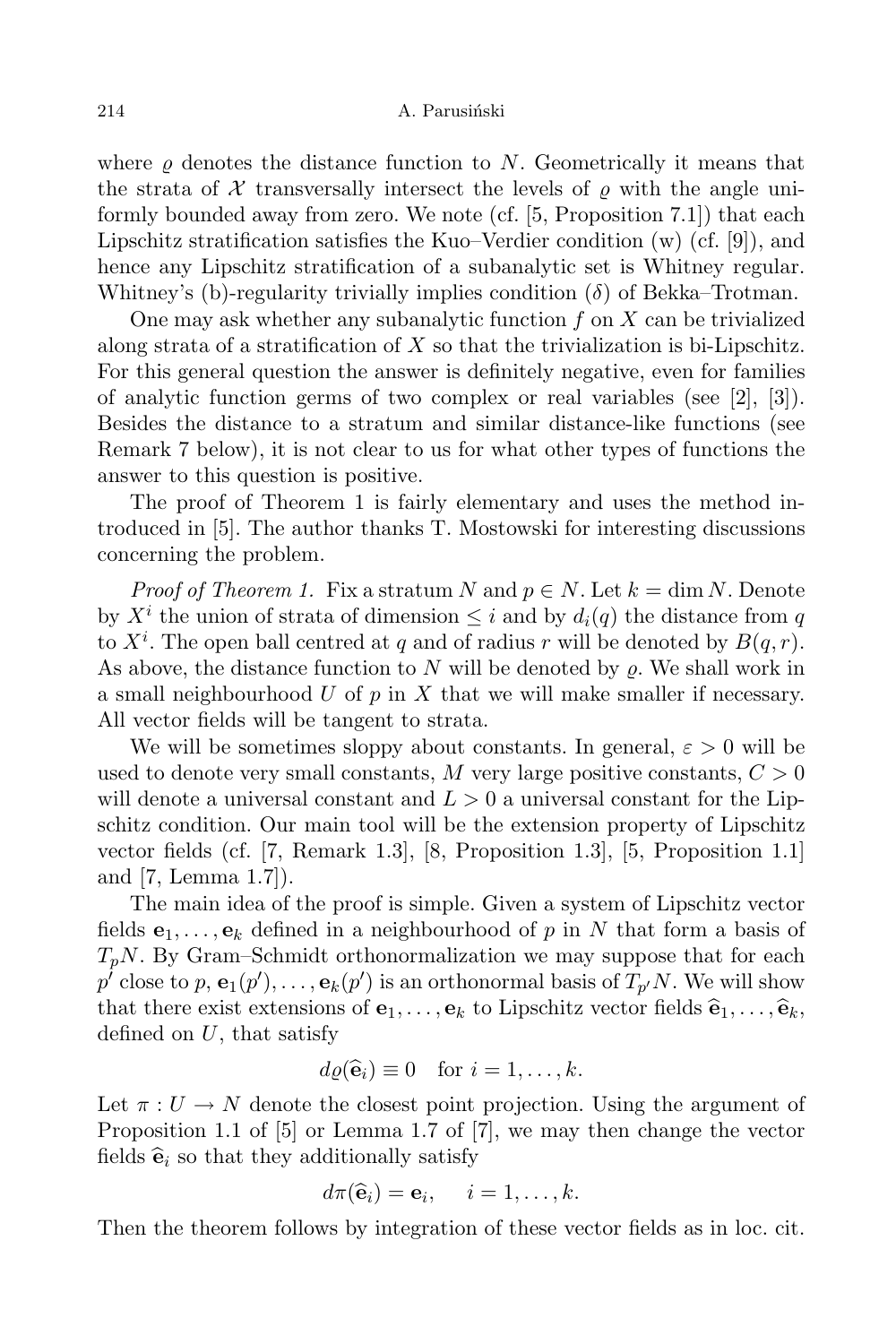where $\varrho$ denotes the distance function to $N$. Geometrically it means that the strata of $\mathcal{X}$ transversally intersect the levels of $\varrho$ with the angle uniformly bounded away from zero. We note (cf. [5, Proposition 7.1]) that each Lipschitz stratification satisfies the Kuo–Verdier condition (w) (cf. [9]), and hence any Lipschitz stratification of a subanalytic set is Whitney regular. Whitney's (b)-regularity trivially implies condition ($\delta$) of Bekka–Trotman.

One may ask whether any subanalytic function $f$ on $X$ can be trivialized along strata of a stratification of $X$ so that the trivialization is bi-Lipschitz. For this general question the answer is definitely negative, even for families of analytic function germs of two complex or real variables (see [2], [3]). Besides the distance to a stratum and similar distance-like functions (see Remark 7 below), it is not clear to us for what other types of functions the answer to this question is positive.

The proof of Theorem 1 is fairly elementary and uses the method introduced in [5]. The author thanks T. Mostowski for interesting discussions concerning the problem.

*Proof of Theorem 1.* Fix a stratum $N$ and $p \in N$. Let $k = \dim N$. Denote by $X^i$ the union of strata of dimension $\leq i$ and by $d_i(q)$ the distance from $q$ to $X^i$. The open ball centred at $q$ and of radius $r$ will be denoted by $B(q, r)$. As above, the distance function to $N$ will be denoted by $\varrho$. We shall work in a small neighbourhood $U$ of $p$ in $X$ that we will make smaller if necessary. All vector fields will be tangent to strata.

We will be sometimes sloppy about constants. In general, $\varepsilon > 0$ will be used to denote very small constants, $M$ very large positive constants, $C > 0$ will denote a universal constant and $L > 0$ a universal constant for the Lipschitz condition. Our main tool will be the extension property of Lipschitz vector fields (cf. [7, Remark 1.3], [8, Proposition 1.3], [5, Proposition 1.1] and [7, Lemma 1.7]).

The main idea of the proof is simple. Given a system of Lipschitz vector fields $\mathbf{e}_1, \ldots, \mathbf{e}_k$ defined in a neighbourhood of $p$ in $N$ that form a basis of $T_pN$. By Gram–Schmidt orthonormalization we may suppose that for each $p'$ close to $p$, $\mathbf{e}_1(p'), \ldots, \mathbf{e}_k(p')$ is an orthonormal basis of $T_{p'}N$. We will show that there exist extensions of $\mathbf{e}_1, \ldots, \mathbf{e}_k$ to Lipschitz vector fields $\widehat{\mathbf{e}}_1, \ldots, \widehat{\mathbf{e}}_k$, defined on $U$, that satisfy

$$d\varrho(\widehat{\mathbf{e}}_i) \equiv 0 \quad \text{for } i = 1, \ldots, k.$$

Let $\pi : U \to N$ denote the closest point projection. Using the argument of Proposition 1.1 of [5] or Lemma 1.7 of [7], we may then change the vector fields $\widehat{\mathbf{e}}_i$ so that they additionally satisfy

$$d\pi(\widehat{\mathbf{e}}_i) = \mathbf{e}_i, \quad i = 1, \ldots, k.$$

Then the theorem follows by integration of these vector fields as in loc. cit.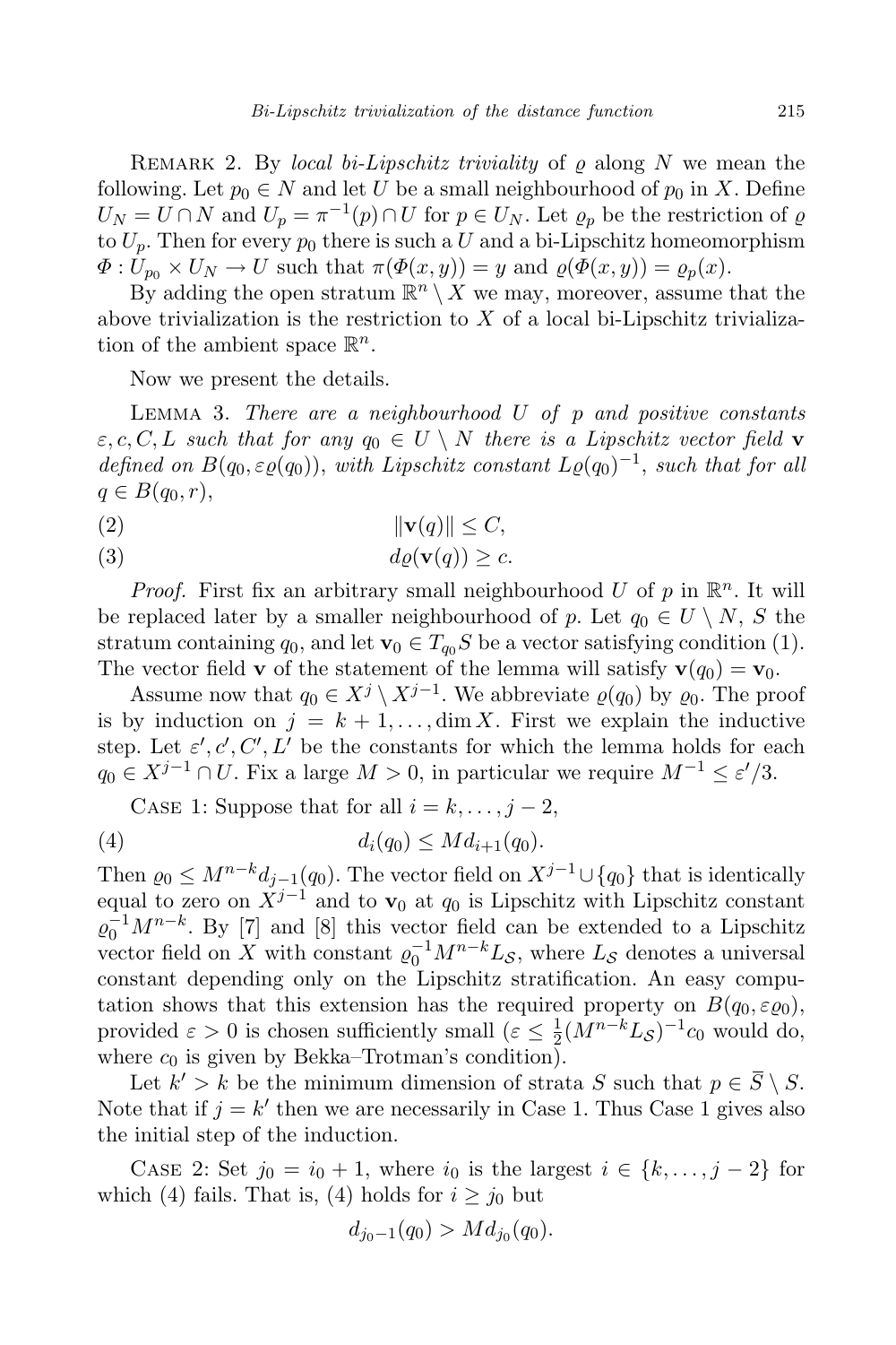Remark 2. By *local bi-Lipschitz triviality* of $\varrho$ along $N$ we mean the following. Let $p_0 \in N$ and let $U$ be a small neighbourhood of $p_0$ in $X$. Define $U_N = U \cap N$ and $U_p = \pi^{-1}(p) \cap U$ for $p \in U_N$. Let $\varrho_p$ be the restriction of $\varrho$ to $U_p$. Then for every $p_0$ there is such a $U$ and a bi-Lipschitz homeomorphism $\Phi : U_{p_0} \times U_N \to U$ such that $\pi(\Phi(x,y)) = y$ and $\varrho(\Phi(x,y)) = \varrho_p(x)$.

By adding the open stratum $\mathbb{R}^n \setminus X$ we may, moreover, assume that the above trivialization is the restriction to $X$ of a local bi-Lipschitz trivialization of the ambient space $\mathbb{R}^n$.

Now we present the details.

Lemma 3. *There are a neighbourhood $U$ of $p$ and positive constants $\varepsilon, c, C, L$ such that for any $q_0 \in U \setminus N$ there is a Lipschitz vector field* $\mathbf{v}$ *defined on $B(q_0, \varepsilon\varrho(q_0))$, with Lipschitz constant $L\varrho(q_0)^{-1}$, such that for all $q \in B(q_0, r)$,*

$$\|\mathbf{v}(q)\| \le C, \tag{2}$$

$$d\varrho(\mathbf{v}(q)) \ge c. \tag{3}$$

*Proof.* First fix an arbitrary small neighbourhood $U$ of $p$ in $\mathbb{R}^n$. It will be replaced later by a smaller neighbourhood of $p$. Let $q_0 \in U \setminus N$, $S$ the stratum containing $q_0$, and let $\mathbf{v}_0 \in T_{q_0}S$ be a vector satisfying condition (1). The vector field $\mathbf{v}$ of the statement of the lemma will satisfy $\mathbf{v}(q_0) = \mathbf{v}_0$.

Assume now that $q_0 \in X^j \setminus X^{j-1}$. We abbreviate $\varrho(q_0)$ by $\varrho_0$. The proof is by induction on $j = k+1, \ldots, \dim X$. First we explain the inductive step. Let $\varepsilon', c', C', L'$ be the constants for which the lemma holds for each $q_0 \in X^{j-1} \cap U$. Fix a large $M > 0$, in particular we require $M^{-1} \le \varepsilon'/3$.

Case 1: Suppose that for all $i = k, \ldots, j-2$,

$$d_i(q_0) \le M d_{i+1}(q_0). \tag{4}$$

Then $\varrho_0 \le M^{n-k} d_{j-1}(q_0)$. The vector field on $X^{j-1} \cup \{q_0\}$ that is identically equal to zero on $X^{j-1}$ and to $\mathbf{v}_0$ at $q_0$ is Lipschitz with Lipschitz constant $\varrho_0^{-1} M^{n-k}$. By [7] and [8] this vector field can be extended to a Lipschitz vector field on $X$ with constant $\varrho_0^{-1} M^{n-k} L_{\mathcal{S}}$, where $L_{\mathcal{S}}$ denotes a universal constant depending only on the Lipschitz stratification. An easy computation shows that this extension has the required property on $B(q_0, \varepsilon\varrho_0)$, provided $\varepsilon > 0$ is chosen sufficiently small ($\varepsilon \le \frac{1}{2}(M^{n-k}L_{\mathcal{S}})^{-1}c_0$ would do, where $c_0$ is given by Bekka–Trotman's condition).

Let $k' > k$ be the minimum dimension of strata $S$ such that $p \in \overline{S} \setminus S$. Note that if $j = k'$ then we are necessarily in Case 1. Thus Case 1 gives also the initial step of the induction.

Case 2: Set $j_0 = i_0 + 1$, where $i_0$ is the largest $i \in \{k, \ldots, j-2\}$ for which (4) fails. That is, (4) holds for $i \ge j_0$ but

$$d_{j_0-1}(q_0) > M d_{j_0}(q_0).$$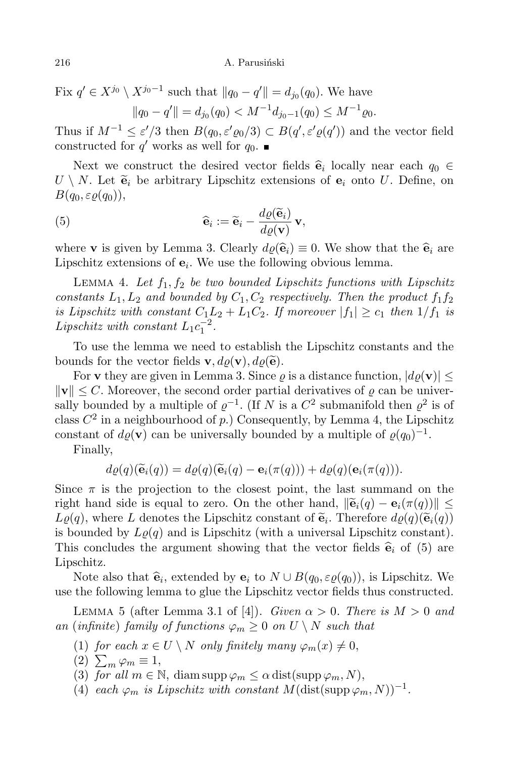Fix $q' \in X^{j_0} \setminus X^{j_0-1}$ such that $\|q_0 - q'\| = d_{j_0}(q_0)$. We have

$$\|q_0 - q'\| = d_{j_0}(q_0) < M^{-1} d_{j_0-1}(q_0) \le M^{-1}\varrho_0.$$

Thus if $M^{-1} \le \varepsilon'/3$ then $B(q_0, \varepsilon'\varrho_0/3) \subset B(q', \varepsilon'\varrho(q'))$ and the vector field constructed for $q'$ works as well for $q_0$. ■

Next we construct the desired vector fields $\widehat{\mathbf{e}}_i$ locally near each $q_0 \in U \setminus N$. Let $\widetilde{\mathbf{e}}_i$ be arbitrary Lipschitz extensions of $\mathbf{e}_i$ onto $U$. Define, on $B(q_0, \varepsilon\varrho(q_0))$,

$$\widehat{\mathbf{e}}_i := \widetilde{\mathbf{e}}_i - \frac{d\varrho(\widetilde{\mathbf{e}}_i)}{d\varrho(\mathbf{v})}\,\mathbf{v}, \tag{5}$$

where $\mathbf{v}$ is given by Lemma 3. Clearly $d\varrho(\widehat{\mathbf{e}}_i) \equiv 0$. We show that the $\widehat{\mathbf{e}}_i$ are Lipschitz extensions of $\mathbf{e}_i$. We use the following obvious lemma.

Lemma 4. *Let $f_1, f_2$ be two bounded Lipschitz functions with Lipschitz constants $L_1, L_2$ and bounded by $C_1, C_2$ respectively. Then the product $f_1 f_2$ is Lipschitz with constant $C_1L_2 + L_1C_2$. If moreover $|f_1| \ge c_1$ then $1/f_1$ is Lipschitz with constant $L_1 c_1^{-2}$.*

To use the lemma we need to establish the Lipschitz constants and the bounds for the vector fields $\mathbf{v}, d\varrho(\mathbf{v}), d\varrho(\widetilde{\mathbf{e}})$.

For $\mathbf{v}$ they are given in Lemma 3. Since $\varrho$ is a distance function, $|d\varrho(\mathbf{v})| \le \|\mathbf{v}\| \le C$. Moreover, the second order partial derivatives of $\varrho$ can be universally bounded by a multiple of $\varrho^{-1}$. (If $N$ is a $C^2$ submanifold then $\varrho^2$ is of class $C^2$ in a neighbourhood of $p$.) Consequently, by Lemma 4, the Lipschitz constant of $d\varrho(\mathbf{v})$ can be universally bounded by a multiple of $\varrho(q_0)^{-1}$.

Finally,

$$d\varrho(q)(\widetilde{\mathbf{e}}_i(q)) = d\varrho(q)(\widetilde{\mathbf{e}}_i(q) - \mathbf{e}_i(\pi(q))) + d\varrho(q)(\mathbf{e}_i(\pi(q))).$$

Since $\pi$ is the projection to the closest point, the last summand on the right hand side is equal to zero. On the other hand, $\|\widetilde{\mathbf{e}}_i(q) - \mathbf{e}_i(\pi(q))\| \le L\varrho(q)$, where $L$ denotes the Lipschitz constant of $\widetilde{\mathbf{e}}_i$. Therefore $d\varrho(q)(\widetilde{\mathbf{e}}_i(q))$ is bounded by $L\varrho(q)$ and is Lipschitz (with a universal Lipschitz constant). This concludes the argument showing that the vector fields $\widehat{\mathbf{e}}_i$ of (5) are Lipschitz.

Note also that $\widehat{\mathbf{e}}_i$, extended by $\mathbf{e}_i$ to $N \cup B(q_0, \varepsilon\varrho(q_0))$, is Lipschitz. We use the following lemma to glue the Lipschitz vector fields thus constructed.

Lemma 5 (after Lemma 3.1 of [4]). *Given $\alpha > 0$. There is $M > 0$ and an (infinite) family of functions $\varphi_m \ge 0$ on $U \setminus N$ such that*

1. *for each $x \in U \setminus N$ only finitely many $\varphi_m(x) \ne 0$,*
2. *$\sum_m \varphi_m \equiv 1$,*
3. *for all $m \in \mathbb{N}$, $\operatorname{diam} \operatorname{supp} \varphi_m \le \alpha \operatorname{dist}(\operatorname{supp} \varphi_m, N)$,*
4. *each $\varphi_m$ is Lipschitz with constant $M(\operatorname{dist}(\operatorname{supp} \varphi_m, N))^{-1}$.*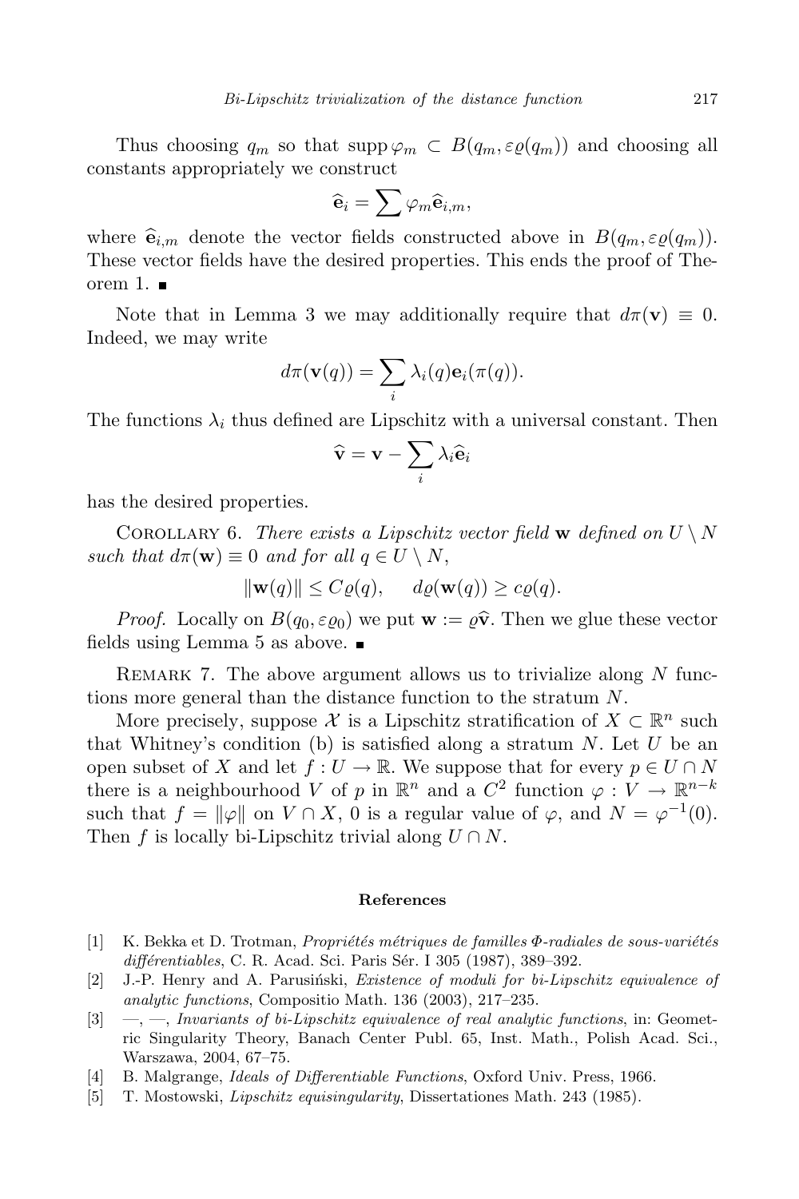Thus choosing $q_m$ so that $\operatorname{supp} \varphi_m \subset B(q_m, \varepsilon\varrho(q_m))$ and choosing all constants appropriately we construct

$$\widehat{\mathbf{e}}_i = \sum \varphi_m \widehat{\mathbf{e}}_{i,m},$$

where $\widehat{\mathbf{e}}_{i,m}$ denote the vector fields constructed above in $B(q_m, \varepsilon\varrho(q_m))$. These vector fields have the desired properties. This ends the proof of Theorem 1. ∎

Note that in Lemma 3 we may additionally require that $d\pi(\mathbf{v}) \equiv 0$. Indeed, we may write

$$d\pi(\mathbf{v}(q)) = \sum_i \lambda_i(q)\mathbf{e}_i(\pi(q)).$$

The functions $\lambda_i$ thus defined are Lipschitz with a universal constant. Then

$$\widehat{\mathbf{v}} = \mathbf{v} - \sum_i \lambda_i \widehat{\mathbf{e}}_i$$

has the desired properties.

COROLLARY 6. *There exists a Lipschitz vector field* $\mathbf{w}$ *defined on* $U \setminus N$ *such that* $d\pi(\mathbf{w}) \equiv 0$ *and for all* $q \in U \setminus N$,

$$\|\mathbf{w}(q)\| \leq C\varrho(q), \qquad d\varrho(\mathbf{w}(q)) \geq c\varrho(q).$$

*Proof.* Locally on $B(q_0, \varepsilon\varrho_0)$ we put $\mathbf{w} := \varrho\widehat{\mathbf{v}}$. Then we glue these vector fields using Lemma 5 as above. ∎

REMARK 7. The above argument allows us to trivialize along $N$ functions more general than the distance function to the stratum $N$.

More precisely, suppose $\mathcal{X}$ is a Lipschitz stratification of $X \subset \mathbb{R}^n$ such that Whitney's condition (b) is satisfied along a stratum $N$. Let $U$ be an open subset of $X$ and let $f : U \to \mathbb{R}$. We suppose that for every $p \in U \cap N$ there is a neighbourhood $V$ of $p$ in $\mathbb{R}^n$ and a $C^2$ function $\varphi : V \to \mathbb{R}^{n-k}$ such that $f = \|\varphi\|$ on $V \cap X$, 0 is a regular value of $\varphi$, and $N = \varphi^{-1}(0)$. Then $f$ is locally bi-Lipschitz trivial along $U \cap N$.

## References

[1] K. Bekka et D. Trotman, *Propriétés métriques de familles Φ-radiales de sous-variétés différentiables*, C. R. Acad. Sci. Paris Sér. I 305 (1987), 389–392.

[2] J.-P. Henry and A. Parusiński, *Existence of moduli for bi-Lipschitz equivalence of analytic functions*, Compositio Math. 136 (2003), 217–235.

[3] —, —, *Invariants of bi-Lipschitz equivalence of real analytic functions*, in: Geometric Singularity Theory, Banach Center Publ. 65, Inst. Math., Polish Acad. Sci., Warszawa, 2004, 67–75.

[4] B. Malgrange, *Ideals of Differentiable Functions*, Oxford Univ. Press, 1966.

[5] T. Mostowski, *Lipschitz equisingularity*, Dissertationes Math. 243 (1985).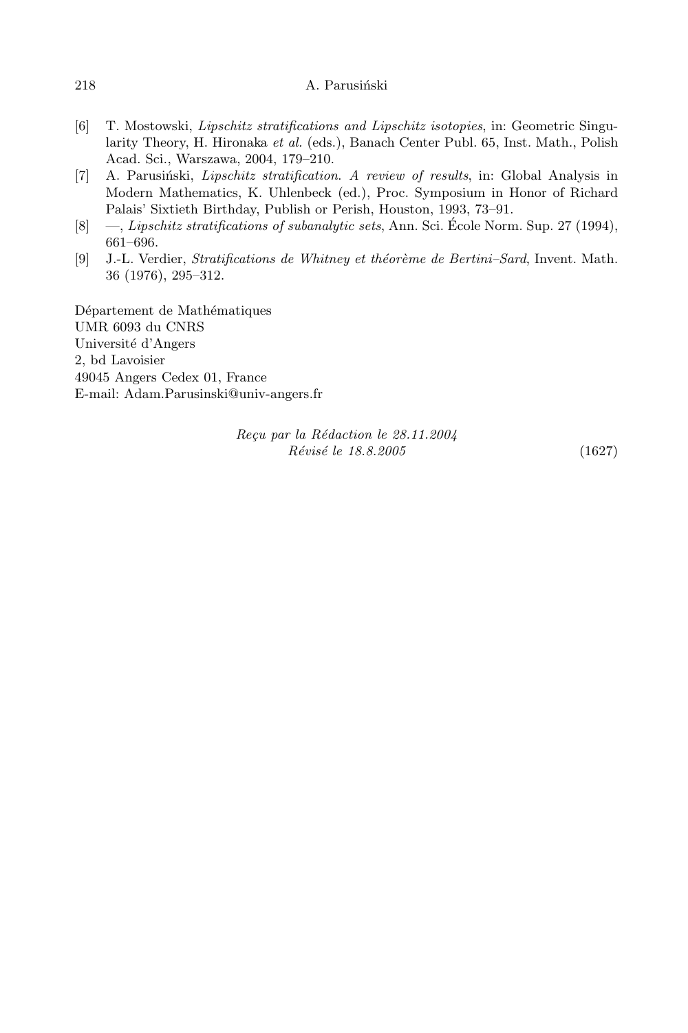[6] T. Mostowski, *Lipschitz stratifications and Lipschitz isotopies*, in: Geometric Singularity Theory, H. Hironaka *et al.* (eds.), Banach Center Publ. 65, Inst. Math., Polish Acad. Sci., Warszawa, 2004, 179–210.

[7] A. Parusiński, *Lipschitz stratification. A review of results*, in: Global Analysis in Modern Mathematics, K. Uhlenbeck (ed.), Proc. Symposium in Honor of Richard Palais' Sixtieth Birthday, Publish or Perish, Houston, 1993, 73–91.

[8] —, *Lipschitz stratifications of subanalytic sets*, Ann. Sci. École Norm. Sup. 27 (1994), 661–696.

[9] J.-L. Verdier, *Stratifications de Whitney et théorème de Bertini–Sard*, Invent. Math. 36 (1976), 295–312.

Département de Mathématiques
UMR 6093 du CNRS
Université d'Angers
2, bd Lavoisier
49045 Angers Cedex 01, France
E-mail: Adam.Parusinski@univ-angers.fr

*Reçu par la Rédaction le 28.11.2004*
*Révisé le 18.8.2005* (1627)